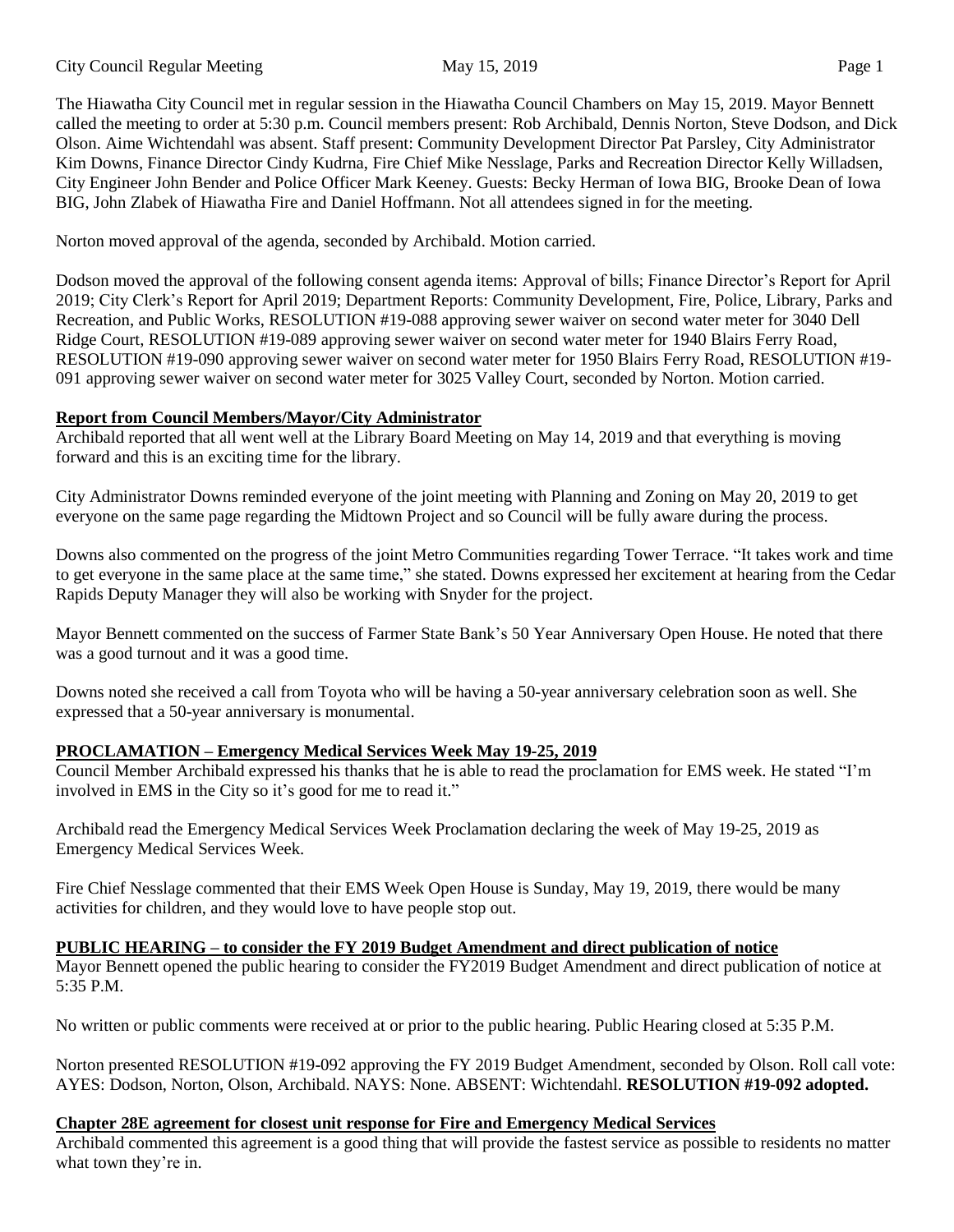The Hiawatha City Council met in regular session in the Hiawatha Council Chambers on May 15, 2019. Mayor Bennett called the meeting to order at 5:30 p.m. Council members present: Rob Archibald, Dennis Norton, Steve Dodson, and Dick Olson. Aime Wichtendahl was absent. Staff present: Community Development Director Pat Parsley, City Administrator Kim Downs, Finance Director Cindy Kudrna, Fire Chief Mike Nesslage, Parks and Recreation Director Kelly Willadsen, City Engineer John Bender and Police Officer Mark Keeney. Guests: Becky Herman of Iowa BIG, Brooke Dean of Iowa BIG, John Zlabek of Hiawatha Fire and Daniel Hoffmann. Not all attendees signed in for the meeting.

Norton moved approval of the agenda, seconded by Archibald. Motion carried.

Dodson moved the approval of the following consent agenda items: Approval of bills; Finance Director's Report for April 2019; City Clerk's Report for April 2019; Department Reports: Community Development, Fire, Police, Library, Parks and Recreation, and Public Works, RESOLUTION #19-088 approving sewer waiver on second water meter for 3040 Dell Ridge Court, RESOLUTION #19-089 approving sewer waiver on second water meter for 1940 Blairs Ferry Road, RESOLUTION #19-090 approving sewer waiver on second water meter for 1950 Blairs Ferry Road, RESOLUTION #19-091 approving sewer waiver on second water meter for 3025 Valley Court, seconded by Norton. Motion carried.

## Report from Council Members/Mayor/City Administrator

Archibald reported that all went well at the Library Board Meeting on May 14, 2019 and that everything is moving forward and this is an exciting time for the library.

City Administrator Downs reminded everyone of the joint meeting with Planning and Zoning on May 20, 2019 to get everyone on the same page regarding the Midtown Project and so Council will be fully aware during the process.

Downs also commented on the progress of the joint Metro Communities regarding Tower Terrace. "It takes work and time to get everyone in the same place at the same time," she stated. Downs expressed her excitement at hearing from the Cedar Rapids Deputy Manager they will also be working with Snyder for the project.

Mayor Bennett commented on the success of Farmer State Bank's 50 Year Anniversary Open House. He noted that there was a good turnout and it was a good time.

Downs noted she received a call from Toyota who will be having a 50-year anniversary celebration soon as well. She expressed that a 50-year anniversary is monumental.

## PROCLAMATION – Emergency Medical Services Week May 19-25, 2019

Council Member Archibald expressed his thanks that he is able to read the proclamation for EMS week. He stated "I'm involved in EMS in the City so it's good for me to read it."

Archibald read the Emergency Medical Services Week Proclamation declaring the week of May 19-25, 2019 as Emergency Medical Services Week.

Fire Chief Nesslage commented that their EMS Week Open House is Sunday, May 19, 2019, there would be many activities for children, and they would love to have people stop out.

## PUBLIC HEARING – to consider the FY 2019 Budget Amendment and direct publication of notice

Mayor Bennett opened the public hearing to consider the FY2019 Budget Amendment and direct publication of notice at 5:35 P.M.

No written or public comments were received at or prior to the public hearing. Public Hearing closed at 5:35 P.M.

Norton presented RESOLUTION #19-092 approving the FY 2019 Budget Amendment, seconded by Olson. Roll call vote: AYES: Dodson, Norton, Olson, Archibald. NAYS: None. ABSENT: Wichtendahl. **RESOLUTION #19-092 adopted.**

## Chapter 28E agreement for closest unit response for Fire and Emergency Medical Services

Archibald commented this agreement is a good thing that will provide the fastest service as possible to residents no matter what town they're in.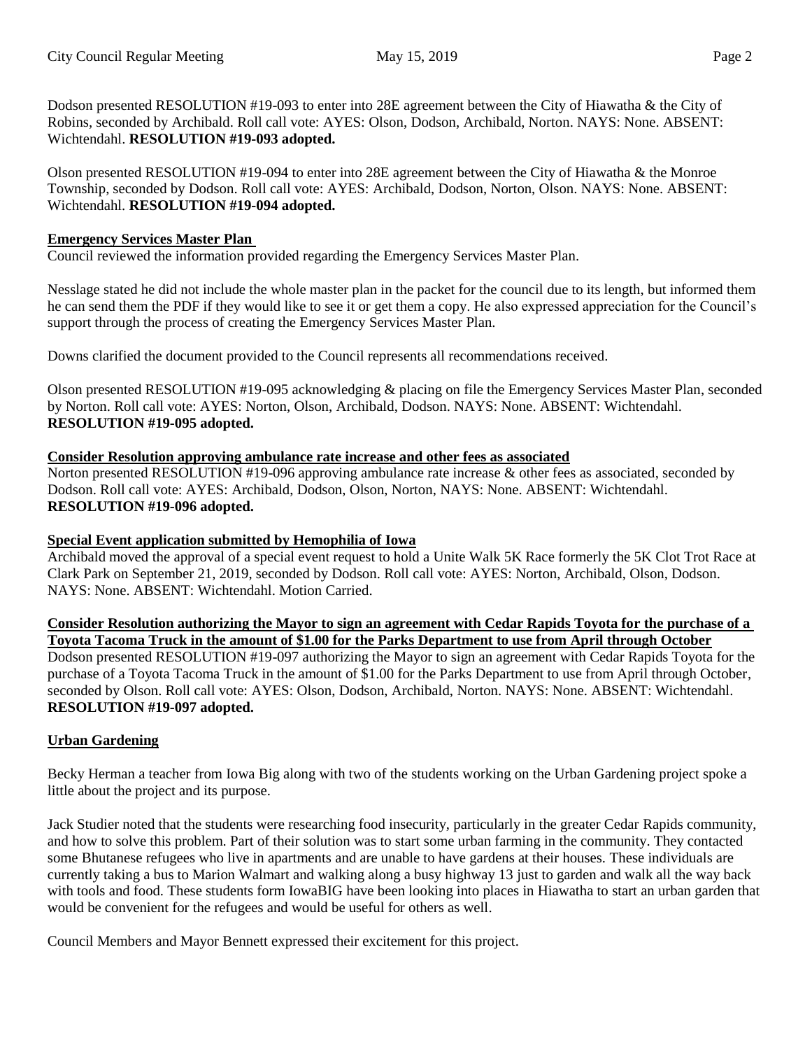Dodson presented RESOLUTION #19-093 to enter into 28E agreement between the City of Hiawatha & the City of Robins, seconded by Archibald. Roll call vote: AYES: Olson, Dodson, Archibald, Norton. NAYS: None. ABSENT: Wichtendahl. **RESOLUTION #19-093 adopted.**

Olson presented RESOLUTION #19-094 to enter into 28E agreement between the City of Hiawatha & the Monroe Township, seconded by Dodson. Roll call vote: AYES: Archibald, Dodson, Norton, Olson. NAYS: None. ABSENT: Wichtendahl. **RESOLUTION #19-094 adopted.**

**Emergency Services Master Plan**

Council reviewed the information provided regarding the Emergency Services Master Plan.

Nesslage stated he did not include the whole master plan in the packet for the council due to its length, but informed them he can send them the PDF if they would like to see it or get them a copy. He also expressed appreciation for the Council's support through the process of creating the Emergency Services Master Plan.

Downs clarified the document provided to the Council represents all recommendations received.

Olson presented RESOLUTION #19-095 acknowledging & placing on file the Emergency Services Master Plan, seconded by Norton. Roll call vote: AYES: Norton, Olson, Archibald, Dodson. NAYS: None. ABSENT: Wichtendahl. **RESOLUTION #19-095 adopted.**

**Consider Resolution approving ambulance rate increase and other fees as associated**

Norton presented RESOLUTION #19-096 approving ambulance rate increase & other fees as associated, seconded by Dodson. Roll call vote: AYES: Archibald, Dodson, Olson, Norton, NAYS: None. ABSENT: Wichtendahl. **RESOLUTION #19-096 adopted.**

**Special Event application submitted by Hemophilia of Iowa**

Archibald moved the approval of a special event request to hold a Unite Walk 5K Race formerly the 5K Clot Trot Race at Clark Park on September 21, 2019, seconded by Dodson. Roll call vote: AYES: Norton, Archibald, Olson, Dodson. NAYS: None. ABSENT: Wichtendahl. Motion Carried.

**Consider Resolution authorizing the Mayor to sign an agreement with Cedar Rapids Toyota for the purchase of a Toyota Tacoma Truck in the amount of $1.00 for the Parks Department to use from April through October**

Dodson presented RESOLUTION #19-097 authorizing the Mayor to sign an agreement with Cedar Rapids Toyota for the purchase of a Toyota Tacoma Truck in the amount of $1.00 for the Parks Department to use from April through October, seconded by Olson. Roll call vote: AYES: Olson, Dodson, Archibald, Norton. NAYS: None. ABSENT: Wichtendahl. **RESOLUTION #19-097 adopted.**

**Urban Gardening**

Becky Herman a teacher from Iowa Big along with two of the students working on the Urban Gardening project spoke a little about the project and its purpose.

Jack Studier noted that the students were researching food insecurity, particularly in the greater Cedar Rapids community, and how to solve this problem. Part of their solution was to start some urban farming in the community. They contacted some Bhutanese refugees who live in apartments and are unable to have gardens at their houses. These individuals are currently taking a bus to Marion Walmart and walking along a busy highway 13 just to garden and walk all the way back with tools and food. These students form IowaBIG have been looking into places in Hiawatha to start an urban garden that would be convenient for the refugees and would be useful for others as well.

Council Members and Mayor Bennett expressed their excitement for this project.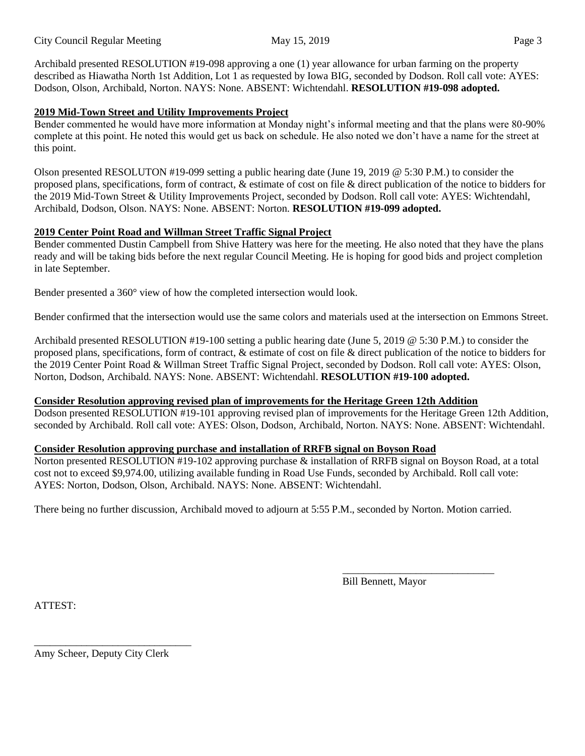Archibald presented RESOLUTION #19-098 approving a one (1) year allowance for urban farming on the property described as Hiawatha North 1st Addition, Lot 1 as requested by Iowa BIG, seconded by Dodson. Roll call vote: AYES: Dodson, Olson, Archibald, Norton. NAYS: None. ABSENT: Wichtendahl. **RESOLUTION #19-098 adopted.**

**2019 Mid-Town Street and Utility Improvements Project**

Bender commented he would have more information at Monday night's informal meeting and that the plans were 80-90% complete at this point. He noted this would get us back on schedule. He also noted we don't have a name for the street at this point.

Olson presented RESOLUTON #19-099 setting a public hearing date (June 19, 2019 @ 5:30 P.M.) to consider the proposed plans, specifications, form of contract, & estimate of cost on file & direct publication of the notice to bidders for the 2019 Mid-Town Street & Utility Improvements Project, seconded by Dodson. Roll call vote: AYES: Wichtendahl, Archibald, Dodson, Olson. NAYS: None. ABSENT: Norton. **RESOLUTION #19-099 adopted.**

**2019 Center Point Road and Willman Street Traffic Signal Project**

Bender commented Dustin Campbell from Shive Hattery was here for the meeting. He also noted that they have the plans ready and will be taking bids before the next regular Council Meeting. He is hoping for good bids and project completion in late September.

Bender presented a 360° view of how the completed intersection would look.

Bender confirmed that the intersection would use the same colors and materials used at the intersection on Emmons Street.

Archibald presented RESOLUTION #19-100 setting a public hearing date (June 5, 2019 @ 5:30 P.M.) to consider the proposed plans, specifications, form of contract, & estimate of cost on file & direct publication of the notice to bidders for the 2019 Center Point Road & Willman Street Traffic Signal Project, seconded by Dodson. Roll call vote: AYES: Olson, Norton, Dodson, Archibald. NAYS: None. ABSENT: Wichtendahl. **RESOLUTION #19-100 adopted.**

**Consider Resolution approving revised plan of improvements for the Heritage Green 12th Addition**

Dodson presented RESOLUTION #19-101 approving revised plan of improvements for the Heritage Green 12th Addition, seconded by Archibald. Roll call vote: AYES: Olson, Dodson, Archibald, Norton. NAYS: None. ABSENT: Wichtendahl.

**Consider Resolution approving purchase and installation of RRFB signal on Boyson Road**

Norton presented RESOLUTION #19-102 approving purchase & installation of RRFB signal on Boyson Road, at a total cost not to exceed $9,974.00, utilizing available funding in Road Use Funds, seconded by Archibald. Roll call vote: AYES: Norton, Dodson, Olson, Archibald. NAYS: None. ABSENT: Wichtendahl.

There being no further discussion, Archibald moved to adjourn at 5:55 P.M., seconded by Norton. Motion carried.

\_\_\_\_\_\_\_\_\_\_\_\_\_\_\_\_\_\_\_\_\_\_\_\_\_\_\_\_\_\_

Bill Bennett, Mayor

ATTEST:

\_\_\_\_\_\_\_\_\_\_\_\_\_\_\_\_\_\_\_\_\_\_\_\_\_\_\_\_\_\_

Amy Scheer, Deputy City Clerk